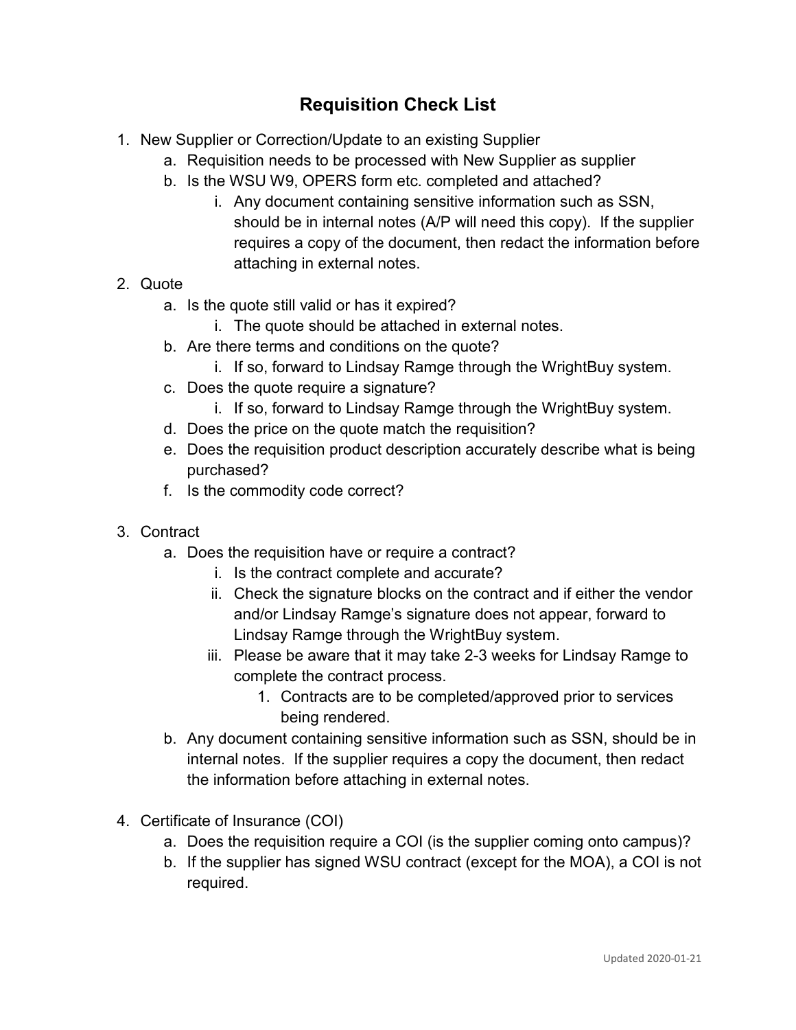# Requisition Check List

1. New Supplier or Correction/Update to an existing Supplier
    a. Requisition needs to be processed with New Supplier as supplier
    b. Is the WSU W9, OPERS form etc. completed and attached?
        i. Any document containing sensitive information such as SSN, should be in internal notes (A/P will need this copy). If the supplier requires a copy of the document, then redact the information before attaching in external notes.
2. Quote
    a. Is the quote still valid or has it expired?
        i. The quote should be attached in external notes.
    b. Are there terms and conditions on the quote?
        i. If so, forward to Lindsay Ramge through the WrightBuy system.
    c. Does the quote require a signature?
        i. If so, forward to Lindsay Ramge through the WrightBuy system.
    d. Does the price on the quote match the requisition?
    e. Does the requisition product description accurately describe what is being purchased?
    f. Is the commodity code correct?
3. Contract
    a. Does the requisition have or require a contract?
        i. Is the contract complete and accurate?
        ii. Check the signature blocks on the contract and if either the vendor and/or Lindsay Ramge's signature does not appear, forward to Lindsay Ramge through the WrightBuy system.
        iii. Please be aware that it may take 2-3 weeks for Lindsay Ramge to complete the contract process.
            1. Contracts are to be completed/approved prior to services being rendered.
    b. Any document containing sensitive information such as SSN, should be in internal notes. If the supplier requires a copy the document, then redact the information before attaching in external notes.
4. Certificate of Insurance (COI)
    a. Does the requisition require a COI (is the supplier coming onto campus)?
    b. If the supplier has signed WSU contract (except for the MOA), a COI is not required.

Updated 2020-01-21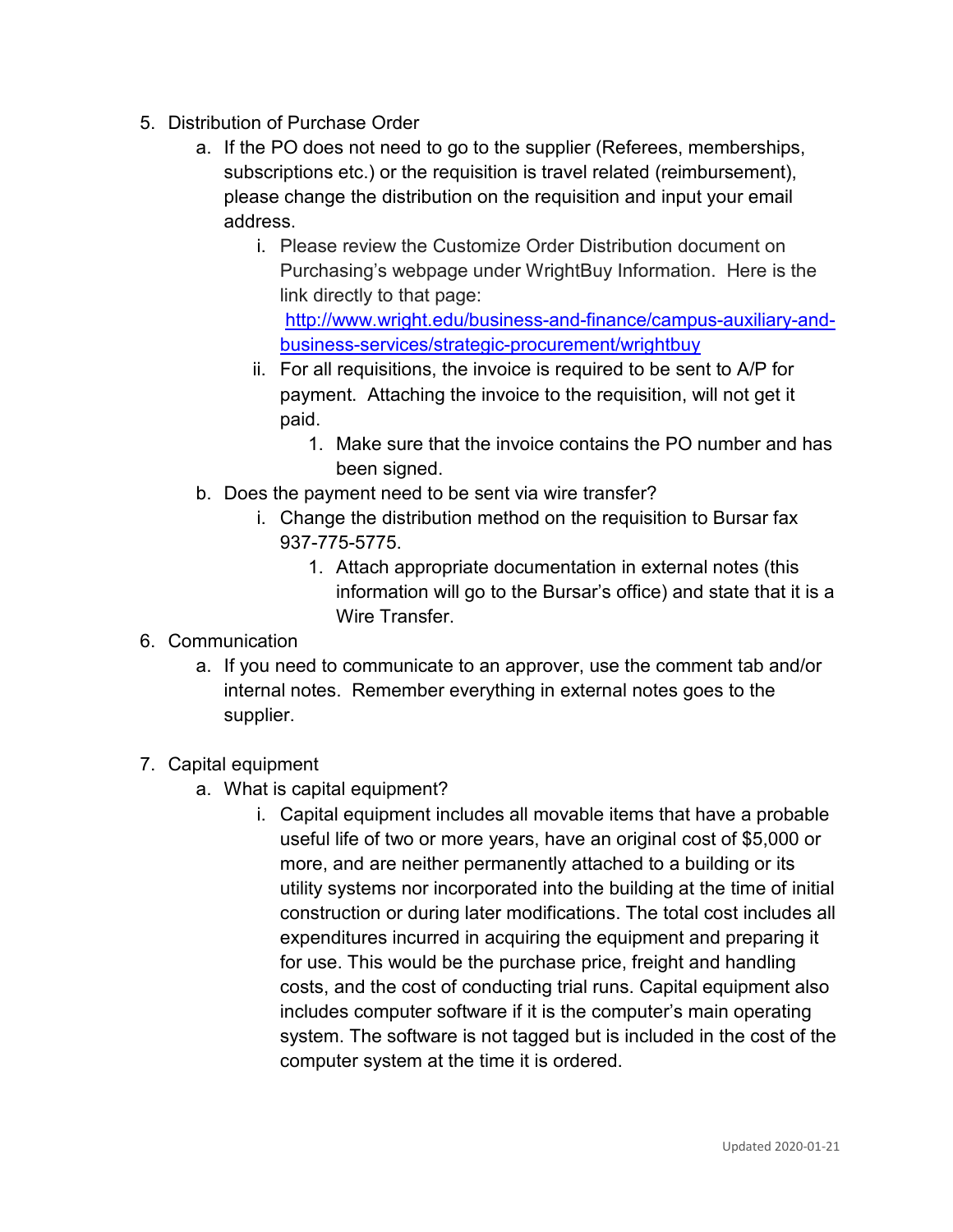5. Distribution of Purchase Order
    a. If the PO does not need to go to the supplier (Referees, memberships, subscriptions etc.) or the requisition is travel related (reimbursement), please change the distribution on the requisition and input your email address.
        i. Please review the Customize Order Distribution document on Purchasing's webpage under WrightBuy Information. Here is the link directly to that page: [http://www.wright.edu/business-and-finance/campus-auxiliary-and-business-services/strategic-procurement/wrightbuy](http://www.wright.edu/business-and-finance/campus-auxiliary-and-business-services/strategic-procurement/wrightbuy)
        ii. For all requisitions, the invoice is required to be sent to A/P for payment. Attaching the invoice to the requisition, will not get it paid.
            1. Make sure that the invoice contains the PO number and has been signed.
    b. Does the payment need to be sent via wire transfer?
        i. Change the distribution method on the requisition to Bursar fax 937-775-5775.
            1. Attach appropriate documentation in external notes (this information will go to the Bursar's office) and state that it is a Wire Transfer.
6. Communication
    a. If you need to communicate to an approver, use the comment tab and/or internal notes. Remember everything in external notes goes to the supplier.

7. Capital equipment
    a. What is capital equipment?
        i. Capital equipment includes all movable items that have a probable useful life of two or more years, have an original cost of $5,000 or more, and are neither permanently attached to a building or its utility systems nor incorporated into the building at the time of initial construction or during later modifications. The total cost includes all expenditures incurred in acquiring the equipment and preparing it for use. This would be the purchase price, freight and handling costs, and the cost of conducting trial runs. Capital equipment also includes computer software if it is the computer's main operating system. The software is not tagged but is included in the cost of the computer system at the time it is ordered.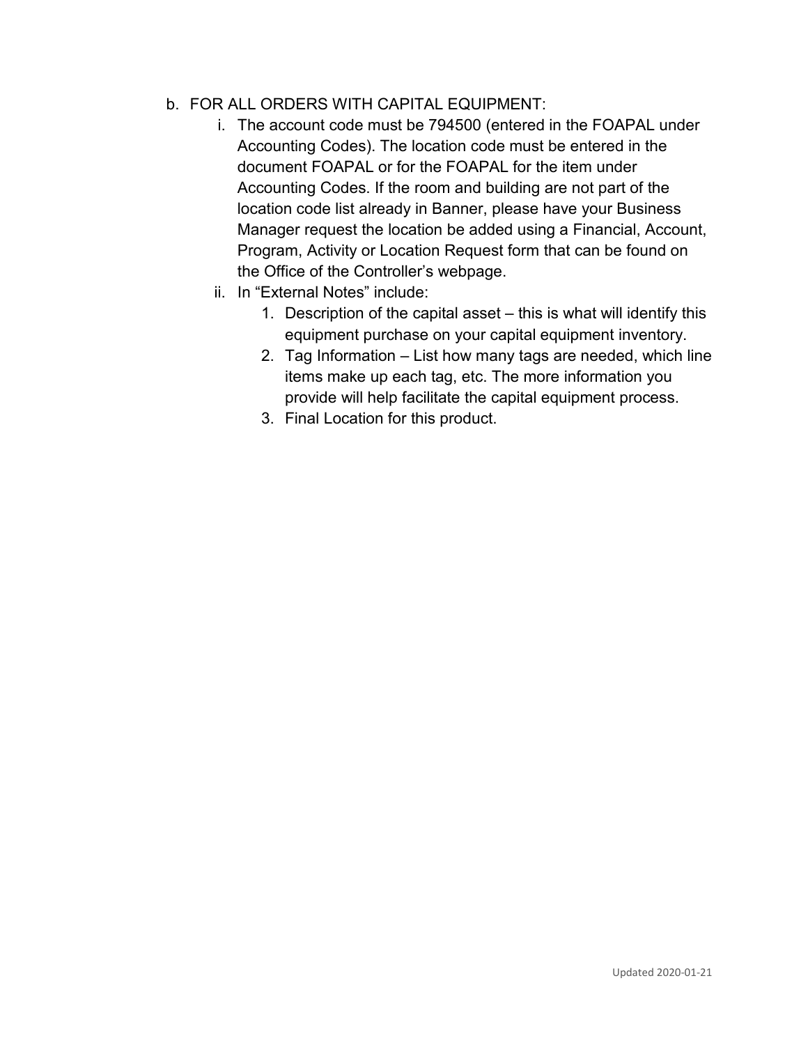b. FOR ALL ORDERS WITH CAPITAL EQUIPMENT:
    i. The account code must be 794500 (entered in the FOAPAL under Accounting Codes). The location code must be entered in the document FOAPAL or for the FOAPAL for the item under Accounting Codes. If the room and building are not part of the location code list already in Banner, please have your Business Manager request the location be added using a Financial, Account, Program, Activity or Location Request form that can be found on the Office of the Controller's webpage.
    ii. In "External Notes" include:
        1. Description of the capital asset – this is what will identify this equipment purchase on your capital equipment inventory.
        2. Tag Information – List how many tags are needed, which line items make up each tag, etc. The more information you provide will help facilitate the capital equipment process.
        3. Final Location for this product.